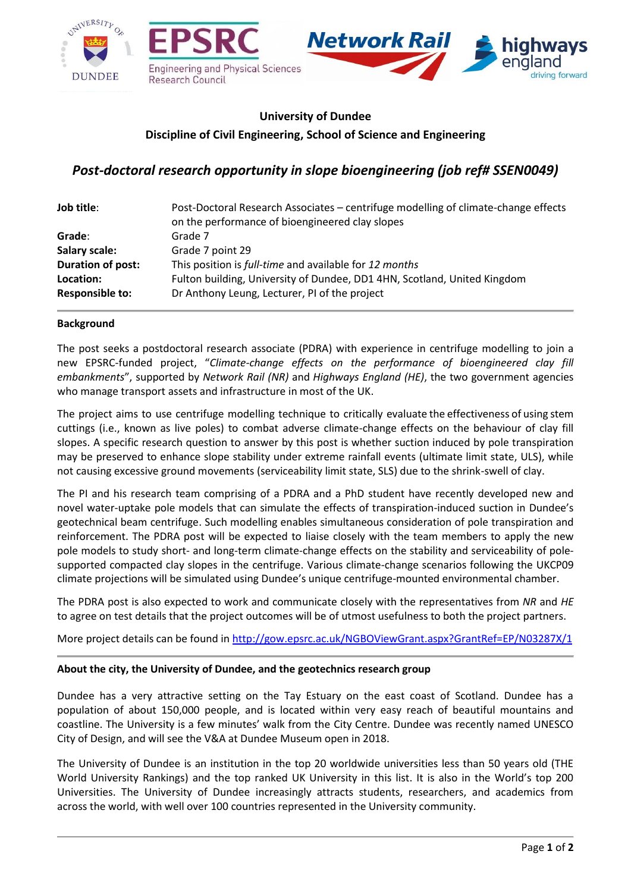**University of Dundee**

**Discipline of Civil Engineering, School of Science and Engineering**

# *Post-doctoral research opportunity in slope bioengineering (job ref# SSEN0049)*

| | |
|---|---|
| **Job title**: | Post-Doctoral Research Associates – centrifuge modelling of climate-change effects on the performance of bioengineered clay slopes |
| **Grade**: | Grade 7 |
| **Salary scale:** | Grade 7 point 29 |
| **Duration of post:** | This position is *full-time* and available for *12 months* |
| **Location:** | Fulton building, University of Dundee, DD1 4HN, Scotland, United Kingdom |
| **Responsible to:** | Dr Anthony Leung, Lecturer, PI of the project |

---

**Background**

The post seeks a postdoctoral research associate (PDRA) with experience in centrifuge modelling to join a new EPSRC-funded project, "*Climate-change effects on the performance of bioengineered clay fill embankments*", supported by *Network Rail (NR)* and *Highways England (HE)*, the two government agencies who manage transport assets and infrastructure in most of the UK.

The project aims to use centrifuge modelling technique to critically evaluate the effectiveness of using stem cuttings (i.e., known as live poles) to combat adverse climate-change effects on the behaviour of clay fill slopes. A specific research question to answer by this post is whether suction induced by pole transpiration may be preserved to enhance slope stability under extreme rainfall events (ultimate limit state, ULS), while not causing excessive ground movements (serviceability limit state, SLS) due to the shrink-swell of clay.

The PI and his research team comprising of a PDRA and a PhD student have recently developed new and novel water-uptake pole models that can simulate the effects of transpiration-induced suction in Dundee's geotechnical beam centrifuge. Such modelling enables simultaneous consideration of pole transpiration and reinforcement. The PDRA post will be expected to liaise closely with the team members to apply the new pole models to study short- and long-term climate-change effects on the stability and serviceability of pole-supported compacted clay slopes in the centrifuge. Various climate-change scenarios following the UKCP09 climate projections will be simulated using Dundee's unique centrifuge-mounted environmental chamber.

The PDRA post is also expected to work and communicate closely with the representatives from *NR* and *HE* to agree on test details that the project outcomes will be of utmost usefulness to both the project partners.

More project details can be found in http://gow.epsrc.ac.uk/NGBOViewGrant.aspx?GrantRef=EP/N03287X/1

---

**About the city, the University of Dundee, and the geotechnics research group**

Dundee has a very attractive setting on the Tay Estuary on the east coast of Scotland. Dundee has a population of about 150,000 people, and is located within very easy reach of beautiful mountains and coastline. The University is a few minutes' walk from the City Centre. Dundee was recently named UNESCO City of Design, and will see the V&A at Dundee Museum open in 2018.

The University of Dundee is an institution in the top 20 worldwide universities less than 50 years old (THE World University Rankings) and the top ranked UK University in this list. It is also in the World's top 200 Universities. The University of Dundee increasingly attracts students, researchers, and academics from across the world, with well over 100 countries represented in the University community.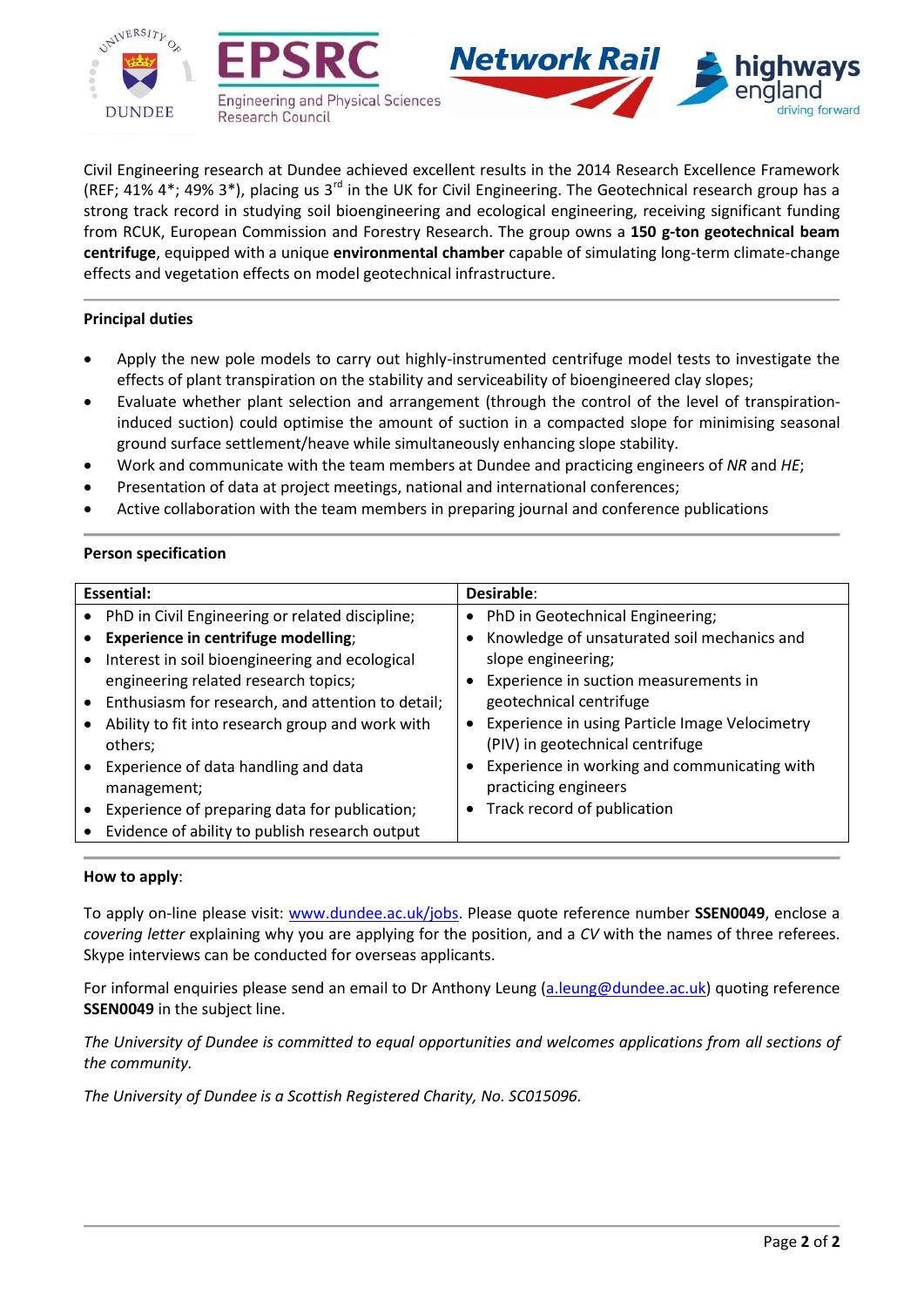Civil Engineering research at Dundee achieved excellent results in the 2014 Research Excellence Framework (REF; 41% 4*; 49% 3*), placing us 3rd in the UK for Civil Engineering. The Geotechnical research group has a strong track record in studying soil bioengineering and ecological engineering, receiving significant funding from RCUK, European Commission and Forestry Research. The group owns a **150 g-ton geotechnical beam centrifuge**, equipped with a unique **environmental chamber** capable of simulating long-term climate-change effects and vegetation effects on model geotechnical infrastructure.

**Principal duties**

- Apply the new pole models to carry out highly-instrumented centrifuge model tests to investigate the effects of plant transpiration on the stability and serviceability of bioengineered clay slopes;
- Evaluate whether plant selection and arrangement (through the control of the level of transpiration-induced suction) could optimise the amount of suction in a compacted slope for minimising seasonal ground surface settlement/heave while simultaneously enhancing slope stability.
- Work and communicate with the team members at Dundee and practicing engineers of *NR* and *HE*;
- Presentation of data at project meetings, national and international conferences;
- Active collaboration with the team members in preparing journal and conference publications

**Person specification**

| **Essential:** | **Desirable:** |
|---|---|
| • PhD in Civil Engineering or related discipline;<br>• **Experience in centrifuge modelling**;<br>• Interest in soil bioengineering and ecological engineering related research topics;<br>• Enthusiasm for research, and attention to detail;<br>• Ability to fit into research group and work with others;<br>• Experience of data handling and data management;<br>• Experience of preparing data for publication;<br>• Evidence of ability to publish research output | • PhD in Geotechnical Engineering;<br>• Knowledge of unsaturated soil mechanics and slope engineering;<br>• Experience in suction measurements in geotechnical centrifuge<br>• Experience in using Particle Image Velocimetry (PIV) in geotechnical centrifuge<br>• Experience in working and communicating with practicing engineers<br>• Track record of publication |

**How to apply**:

To apply on-line please visit: www.dundee.ac.uk/jobs. Please quote reference number **SSEN0049**, enclose a *covering letter* explaining why you are applying for the position, and a *CV* with the names of three referees. Skype interviews can be conducted for overseas applicants.

For informal enquiries please send an email to Dr Anthony Leung (a.leung@dundee.ac.uk) quoting reference **SSEN0049** in the subject line.

*The University of Dundee is committed to equal opportunities and welcomes applications from all sections of the community.*

*The University of Dundee is a Scottish Registered Charity, No. SC015096.*